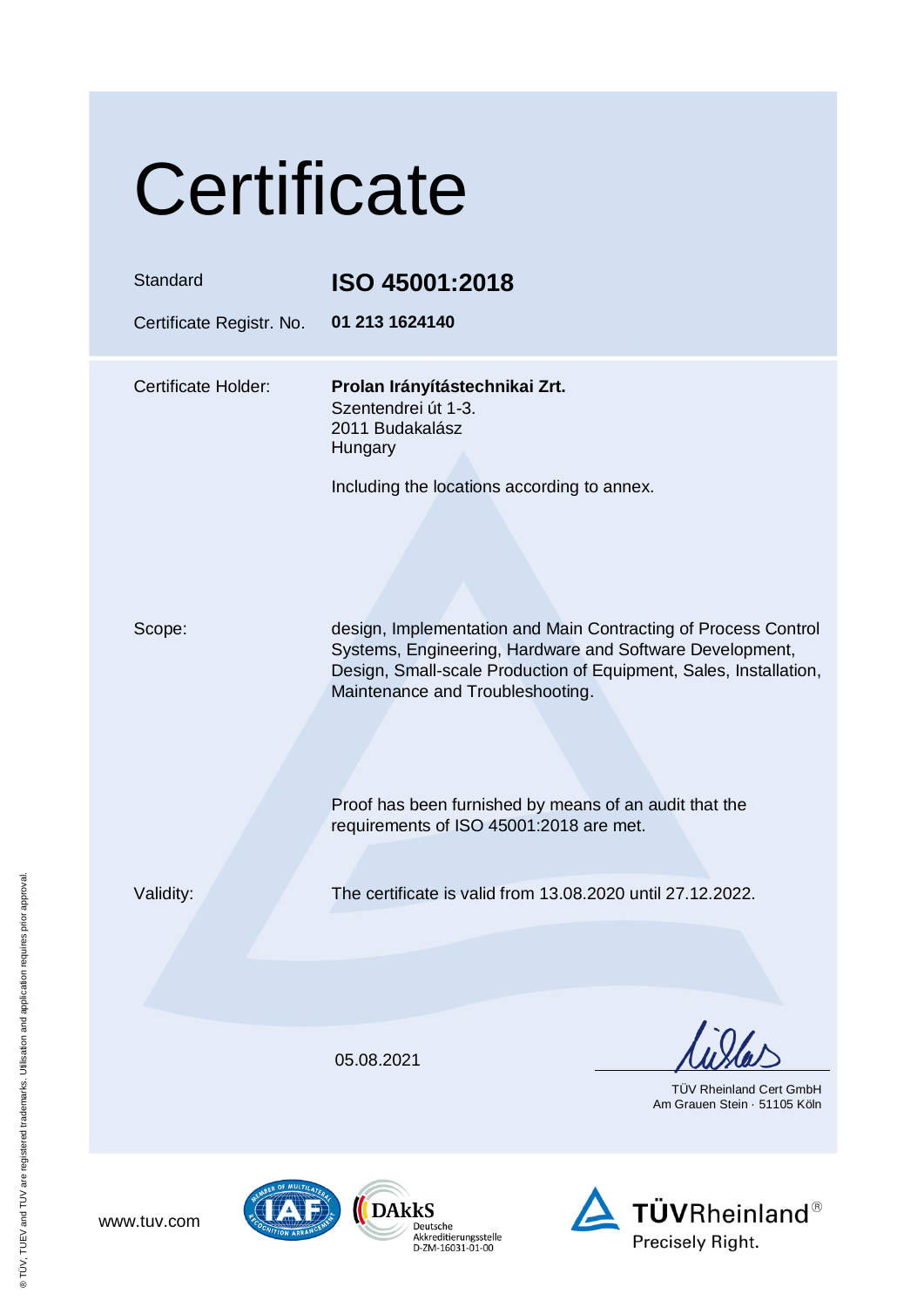# Certificate

| | |
|---|---|
| Standard | **ISO 45001:2018** |
| Certificate Registr. No. | **01 213 1624140** |
| Certificate Holder: | **Prolan Irányítástechnikai Zrt.**<br>Szentendrei út 1-3.<br>2011 Budakalász<br>Hungary<br><br>Including the locations according to annex. |
| Scope: | design, Implementation and Main Contracting of Process Control Systems, Engineering, Hardware and Software Development, Design, Small-scale Production of Equipment, Sales, Installation, Maintenance and Troubleshooting.<br><br>Proof has been furnished by means of an audit that the requirements of ISO 45001:2018 are met. |
| Validity: | The certificate is valid from 13.08.2020 until 27.12.2022. |

05.08.2021

TÜV Rheinland Cert GmbH
Am Grauen Stein · 51105 Köln

www.tuv.com

DAkkS
Deutsche
Akkreditierungsstelle
D-ZM-16031-01-00

TÜVRheinland®
Precisely Right.

® TÜV, TUEV and TUV are registered trademarks. Utilisation and application requires prior approval.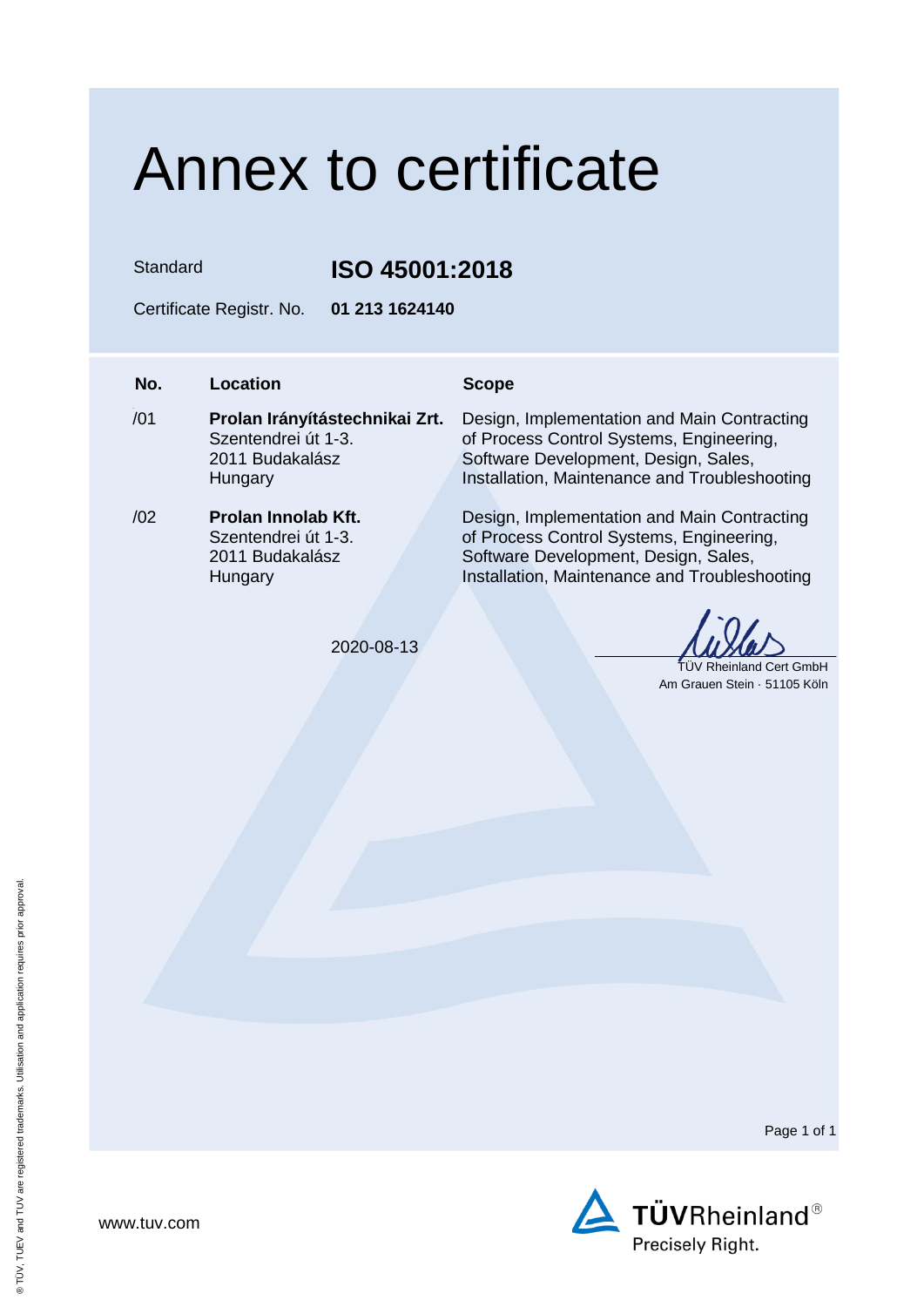# Annex to certificate

Standard **ISO 45001:2018**

Certificate Registr. No. **01 213 1624140**

| No. | Location | Scope |
|---|---|---|
| /01 | **Prolan Irányítástechnikai Zrt.** Szentendrei út 1-3. 2011 Budakalász Hungary | Design, Implementation and Main Contracting of Process Control Systems, Engineering, Software Development, Design, Sales, Installation, Maintenance and Troubleshooting |
| /02 | **Prolan Innolab Kft.** Szentendrei út 1-3. 2011 Budakalász Hungary | Design, Implementation and Main Contracting of Process Control Systems, Engineering, Software Development, Design, Sales, Installation, Maintenance and Troubleshooting |

2020-08-13

TÜV Rheinland Cert GmbH
Am Grauen Stein · 51105 Köln

® TÜV, TUEV and TUV are registered trademarks. Utilisation and application requires prior approval.

www.tuv.com

TÜVRheinland®
Precisely Right.